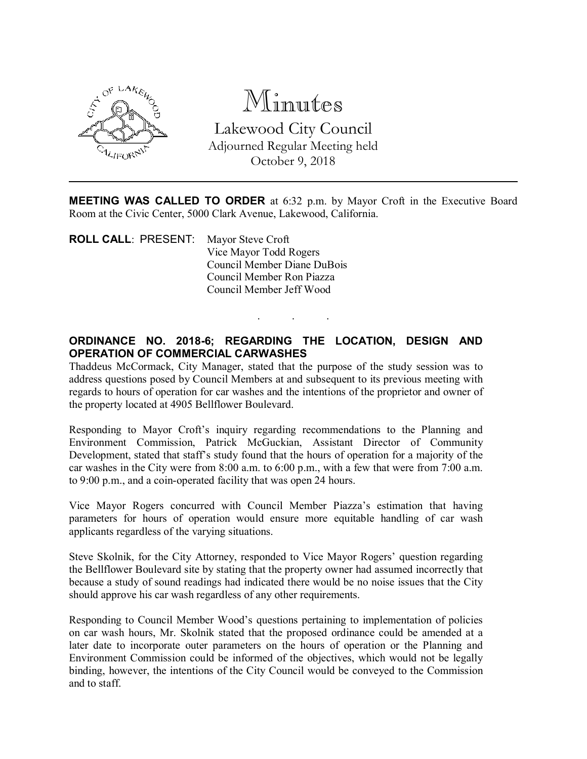# Minutes

Lakewood City Council
Adjourned Regular Meeting held
October 9, 2018

---

**MEETING WAS CALLED TO ORDER** at 6:32 p.m. by Mayor Croft in the Executive Board Room at the Civic Center, 5000 Clark Avenue, Lakewood, California.

**ROLL CALL**: PRESENT: Mayor Steve Croft
Vice Mayor Todd Rogers
Council Member Diane DuBois
Council Member Ron Piazza
Council Member Jeff Wood

. . .

**ORDINANCE NO. 2018-6; REGARDING THE LOCATION, DESIGN AND OPERATION OF COMMERCIAL CARWASHES**

Thaddeus McCormack, City Manager, stated that the purpose of the study session was to address questions posed by Council Members at and subsequent to its previous meeting with regards to hours of operation for car washes and the intentions of the proprietor and owner of the property located at 4905 Bellflower Boulevard.

Responding to Mayor Croft's inquiry regarding recommendations to the Planning and Environment Commission, Patrick McGuckian, Assistant Director of Community Development, stated that staff's study found that the hours of operation for a majority of the car washes in the City were from 8:00 a.m. to 6:00 p.m., with a few that were from 7:00 a.m. to 9:00 p.m., and a coin-operated facility that was open 24 hours.

Vice Mayor Rogers concurred with Council Member Piazza's estimation that having parameters for hours of operation would ensure more equitable handling of car wash applicants regardless of the varying situations.

Steve Skolnik, for the City Attorney, responded to Vice Mayor Rogers' question regarding the Bellflower Boulevard site by stating that the property owner had assumed incorrectly that because a study of sound readings had indicated there would be no noise issues that the City should approve his car wash regardless of any other requirements.

Responding to Council Member Wood's questions pertaining to implementation of policies on car wash hours, Mr. Skolnik stated that the proposed ordinance could be amended at a later date to incorporate outer parameters on the hours of operation or the Planning and Environment Commission could be informed of the objectives, which would not be legally binding, however, the intentions of the City Council would be conveyed to the Commission and to staff.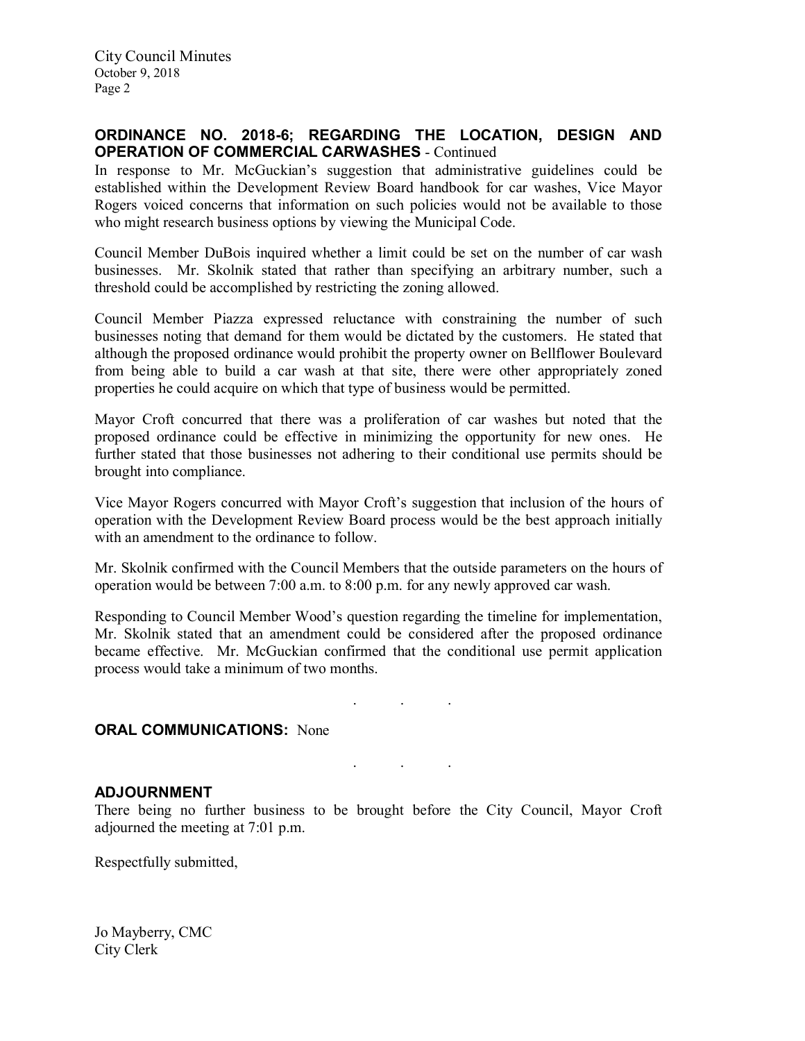## ORDINANCE NO. 2018-6; REGARDING THE LOCATION, DESIGN AND OPERATION OF COMMERCIAL CARWASHES - Continued

In response to Mr. McGuckian's suggestion that administrative guidelines could be established within the Development Review Board handbook for car washes, Vice Mayor Rogers voiced concerns that information on such policies would not be available to those who might research business options by viewing the Municipal Code.

Council Member DuBois inquired whether a limit could be set on the number of car wash businesses. Mr. Skolnik stated that rather than specifying an arbitrary number, such a threshold could be accomplished by restricting the zoning allowed.

Council Member Piazza expressed reluctance with constraining the number of such businesses noting that demand for them would be dictated by the customers. He stated that although the proposed ordinance would prohibit the property owner on Bellflower Boulevard from being able to build a car wash at that site, there were other appropriately zoned properties he could acquire on which that type of business would be permitted.

Mayor Croft concurred that there was a proliferation of car washes but noted that the proposed ordinance could be effective in minimizing the opportunity for new ones. He further stated that those businesses not adhering to their conditional use permits should be brought into compliance.

Vice Mayor Rogers concurred with Mayor Croft's suggestion that inclusion of the hours of operation with the Development Review Board process would be the best approach initially with an amendment to the ordinance to follow.

Mr. Skolnik confirmed with the Council Members that the outside parameters on the hours of operation would be between 7:00 a.m. to 8:00 p.m. for any newly approved car wash.

Responding to Council Member Wood's question regarding the timeline for implementation, Mr. Skolnik stated that an amendment could be considered after the proposed ordinance became effective. Mr. McGuckian confirmed that the conditional use permit application process would take a minimum of two months.

. . .

## ORAL COMMUNICATIONS: None

. . .

## ADJOURNMENT

There being no further business to be brought before the City Council, Mayor Croft adjourned the meeting at 7:01 p.m.

Respectfully submitted,

Jo Mayberry, CMC
City Clerk